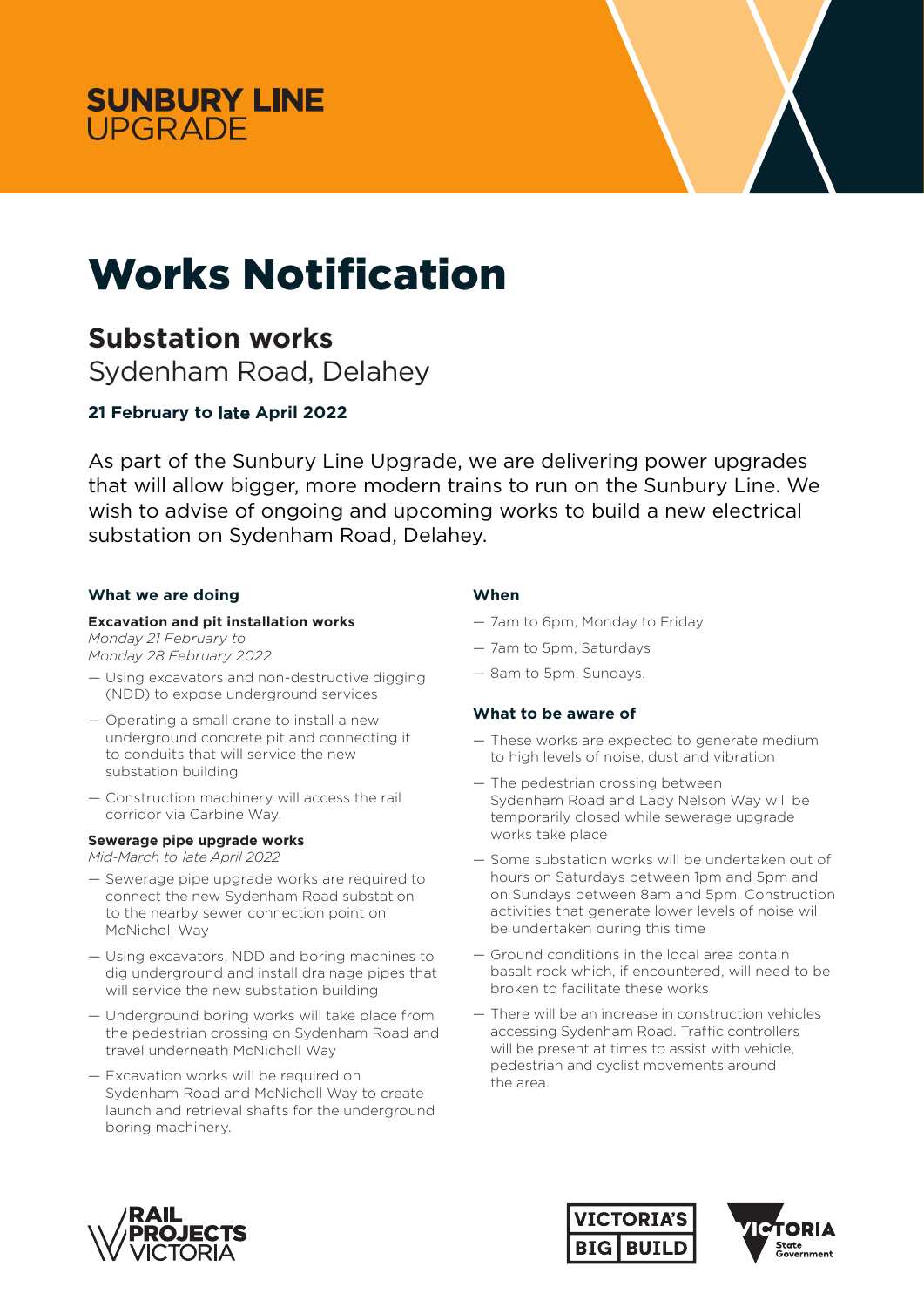**SUNBURY LINE**
UPGRADE

# Works Notification

## Substation works

Sydenham Road, Delahey

**21 February to late April 2022**

As part of the Sunbury Line Upgrade, we are delivering power upgrades that will allow bigger, more modern trains to run on the Sunbury Line. We wish to advise of ongoing and upcoming works to build a new electrical substation on Sydenham Road, Delahey.

### What we are doing

**Excavation and pit installation works**
*Monday 21 February to Monday 28 February 2022*

- Using excavators and non-destructive digging (NDD) to expose underground services
- Operating a small crane to install a new underground concrete pit and connecting it to conduits that will service the new substation building
- Construction machinery will access the rail corridor via Carbine Way.

**Sewerage pipe upgrade works**
*Mid-March to late April 2022*

- Sewerage pipe upgrade works are required to connect the new Sydenham Road substation to the nearby sewer connection point on McNicholl Way
- Using excavators, NDD and boring machines to dig underground and install drainage pipes that will service the new substation building
- Underground boring works will take place from the pedestrian crossing on Sydenham Road and travel underneath McNicholl Way
- Excavation works will be required on Sydenham Road and McNicholl Way to create launch and retrieval shafts for the underground boring machinery.

### When

- 7am to 6pm, Monday to Friday
- 7am to 5pm, Saturdays
- 8am to 5pm, Sundays.

### What to be aware of

- These works are expected to generate medium to high levels of noise, dust and vibration
- The pedestrian crossing between Sydenham Road and Lady Nelson Way will be temporarily closed while sewerage upgrade works take place
- Some substation works will be undertaken out of hours on Saturdays between 1pm and 5pm and on Sundays between 8am and 5pm. Construction activities that generate lower levels of noise will be undertaken during this time
- Ground conditions in the local area contain basalt rock which, if encountered, will need to be broken to facilitate these works
- There will be an increase in construction vehicles accessing Sydenham Road. Traffic controllers will be present at times to assist with vehicle, pedestrian and cyclist movements around the area.

RAIL PROJECTS VICTORIA | VICTORIA'S BIG BUILD | VICTORIA State Government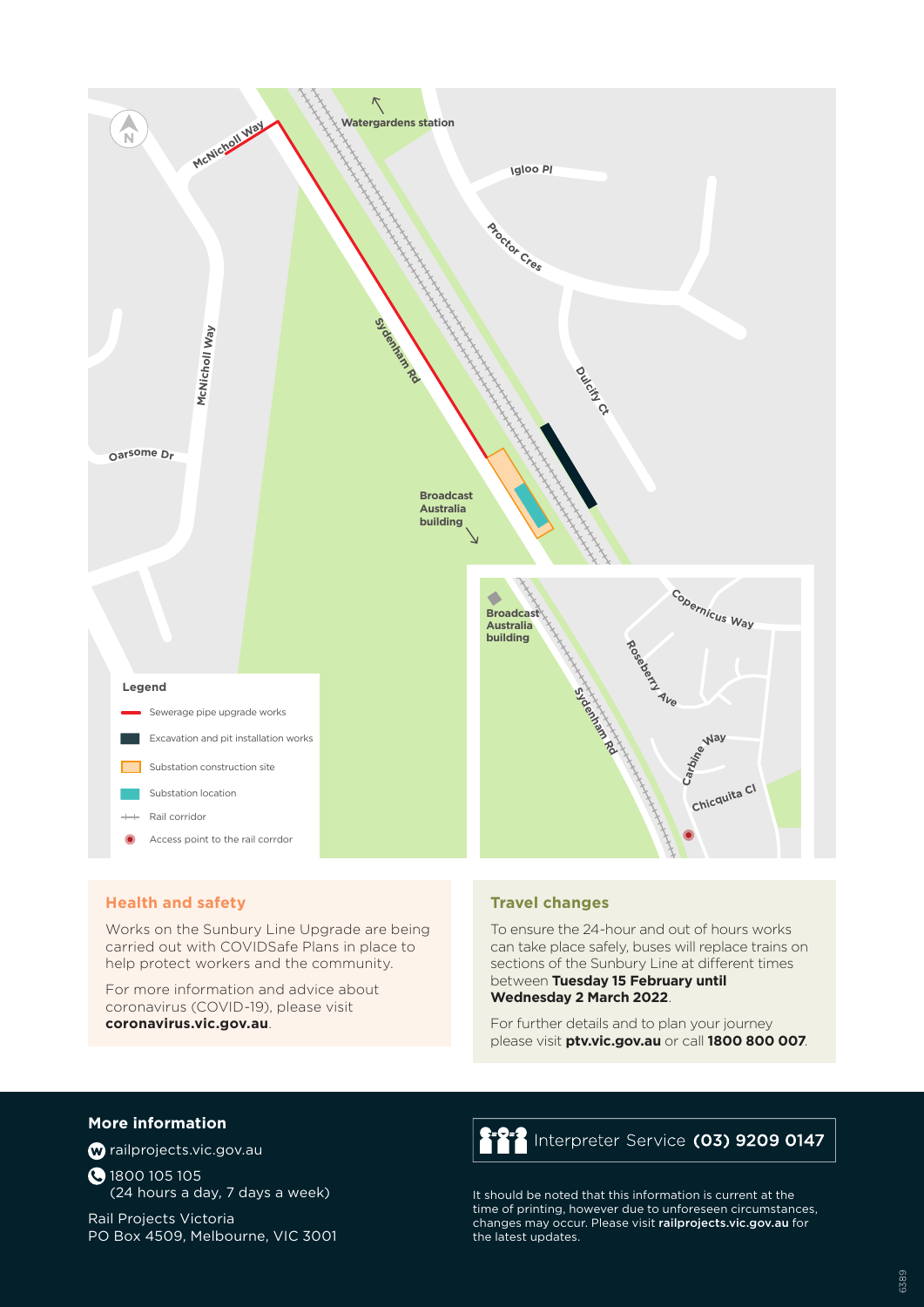Watergardens station

Igloo Pl

McNicholl Way

Proctor Cres

McNicholl Way

Sydenham Rd

Dulcify Ct

Oarsome Dr

Broadcast Australia building

Broadcast Australia building

Copernicus Way

Roseberry Ave

Sydenham Rd

Carbine Way

Chicquita Cl

**Legend**

- Sewerage pipe upgrade works
- Excavation and pit installation works
- Substation construction site
- Substation location
- Rail corridor
- Access point to the rail corrdor

## Health and safety

Works on the Sunbury Line Upgrade are being carried out with COVIDSafe Plans in place to help protect workers and the community.

For more information and advice about coronavirus (COVID-19), please visit **coronavirus.vic.gov.au**.

## Travel changes

To ensure the 24-hour and out of hours works can take place safely, buses will replace trains on sections of the Sunbury Line at different times between **Tuesday 15 February until Wednesday 2 March 2022**.

For further details and to plan your journey please visit **ptv.vic.gov.au** or call **1800 800 007**.

## More information

railprojects.vic.gov.au

1800 105 105
(24 hours a day, 7 days a week)

Rail Projects Victoria
PO Box 4509, Melbourne, VIC 3001

Interpreter Service **(03) 9209 0147**

It should be noted that this information is current at the time of printing, however due to unforeseen circumstances, changes may occur. Please visit **railprojects.vic.gov.au** for the latest updates.

6389